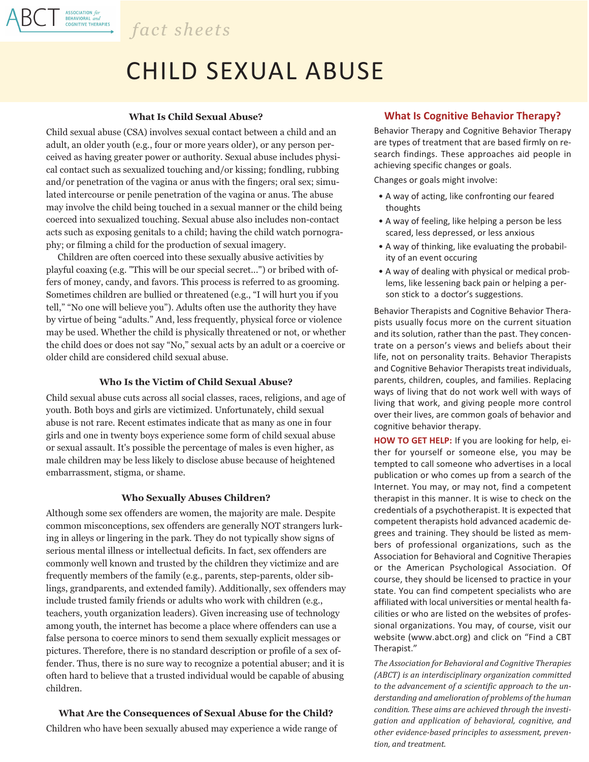# CHILD SEXUAL ABUSE

### What Is Child Sexual Abuse?

Child sexual abuse (CSA) involves sexual contact between a child and an adult, an older youth (e.g., four or more years older), or any person perceived as having greater power or authority. Sexual abuse includes physical contact such as sexualized touching and/or kissing; fondling, rubbing and/or penetration of the vagina or anus with the fingers; oral sex; simulated intercourse or penile penetration of the vagina or anus. The abuse may involve the child being touched in a sexual manner or the child being coerced into sexualized touching. Sexual abuse also includes non-contact acts such as exposing genitals to a child; having the child watch pornography; or filming a child for the production of sexual imagery.

Children are often coerced into these sexually abusive activities by playful coaxing (e.g. "This will be our special secret...") or bribed with offers of money, candy, and favors. This process is referred to as grooming. Sometimes children are bullied or threatened (e.g., "I will hurt you if you tell," "No one will believe you"). Adults often use the authority they have by virtue of being "adults." And, less frequently, physical force or violence may be used. Whether the child is physically threatened or not, or whether the child does or does not say "No," sexual acts by an adult or a coercive or older child are considered child sexual abuse.

### Who Is the Victim of Child Sexual Abuse?

Child sexual abuse cuts across all social classes, races, religions, and age of youth. Both boys and girls are victimized. Unfortunately, child sexual abuse is not rare. Recent estimates indicate that as many as one in four girls and one in twenty boys experience some form of child sexual abuse or sexual assault. It's possible the percentage of males is even higher, as male children may be less likely to disclose abuse because of heightened embarrassment, stigma, or shame.

### Who Sexually Abuses Children?

Although some sex offenders are women, the majority are male. Despite common misconceptions, sex offenders are generally NOT strangers lurking in alleys or lingering in the park. They do not typically show signs of serious mental illness or intellectual deficits. In fact, sex offenders are commonly well known and trusted by the children they victimize and are frequently members of the family (e.g., parents, step-parents, older siblings, grandparents, and extended family). Additionally, sex offenders may include trusted family friends or adults who work with children (e.g., teachers, youth organization leaders). Given increasing use of technology among youth, the internet has become a place where offenders can use a false persona to coerce minors to send them sexually explicit messages or pictures. Therefore, there is no standard description or profile of a sex offender. Thus, there is no sure way to recognize a potential abuser; and it is often hard to believe that a trusted individual would be capable of abusing children.

### What Are the Consequences of Sexual Abuse for the Child?

Children who have been sexually abused may experience a wide range of

## What Is Cognitive Behavior Therapy?

Behavior Therapy and Cognitive Behavior Therapy are types of treatment that are based firmly on research findings. These approaches aid people in achieving specific changes or goals.

Changes or goals might involve:

- A way of acting, like confronting our feared thoughts
- A way of feeling, like helping a person be less scared, less depressed, or less anxious
- A way of thinking, like evaluating the probability of an event occuring
- A way of dealing with physical or medical problems, like lessening back pain or helping a person stick to a doctor's suggestions.

Behavior Therapists and Cognitive Behavior Therapists usually focus more on the current situation and its solution, rather than the past. They concentrate on a person's views and beliefs about their life, not on personality traits. Behavior Therapists and Cognitive Behavior Therapists treat individuals, parents, children, couples, and families. Replacing ways of living that do not work well with ways of living that work, and giving people more control over their lives, are common goals of behavior and cognitive behavior therapy.

**HOW TO GET HELP:** If you are looking for help, either for yourself or someone else, you may be tempted to call someone who advertises in a local publication or who comes up from a search of the Internet. You may, or may not, find a competent therapist in this manner. It is wise to check on the credentials of a psychotherapist. It is expected that competent therapists hold advanced academic degrees and training. They should be listed as members of professional organizations, such as the Association for Behavioral and Cognitive Therapies or the American Psychological Association. Of course, they should be licensed to practice in your state. You can find competent specialists who are affiliated with local universities or mental health facilities or who are listed on the websites of professional organizations. You may, of course, visit our website (www.abct.org) and click on "Find a CBT Therapist."

*The Association for Behavioral and Cognitive Therapies (ABCT) is an interdisciplinary organization committed to the advancement of a scientific approach to the understanding and amelioration of problems of the human condition. These aims are achieved through the investigation and application of behavioral, cognitive, and other evidence-based principles to assessment, prevention, and treatment.*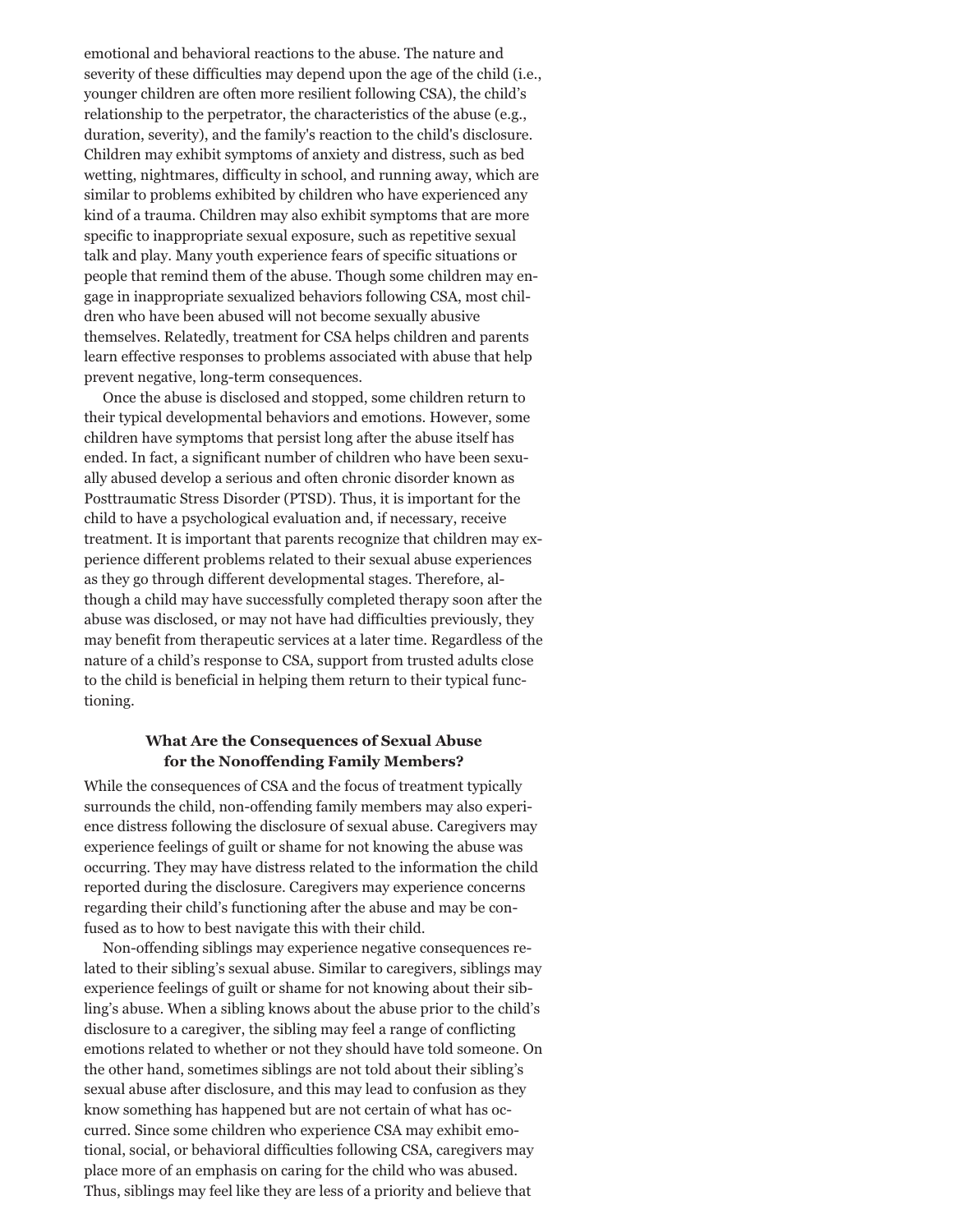emotional and behavioral reactions to the abuse. The nature and severity of these difficulties may depend upon the age of the child (i.e., younger children are often more resilient following CSA), the child's relationship to the perpetrator, the characteristics of the abuse (e.g., duration, severity), and the family's reaction to the child's disclosure. Children may exhibit symptoms of anxiety and distress, such as bed wetting, nightmares, difficulty in school, and running away, which are similar to problems exhibited by children who have experienced any kind of a trauma. Children may also exhibit symptoms that are more specific to inappropriate sexual exposure, such as repetitive sexual talk and play. Many youth experience fears of specific situations or people that remind them of the abuse. Though some children may engage in inappropriate sexualized behaviors following CSA, most children who have been abused will not become sexually abusive themselves. Relatedly, treatment for CSA helps children and parents learn effective responses to problems associated with abuse that help prevent negative, long-term consequences.

Once the abuse is disclosed and stopped, some children return to their typical developmental behaviors and emotions. However, some children have symptoms that persist long after the abuse itself has ended. In fact, a significant number of children who have been sexually abused develop a serious and often chronic disorder known as Posttraumatic Stress Disorder (PTSD). Thus, it is important for the child to have a psychological evaluation and, if necessary, receive treatment. It is important that parents recognize that children may experience different problems related to their sexual abuse experiences as they go through different developmental stages. Therefore, although a child may have successfully completed therapy soon after the abuse was disclosed, or may not have had difficulties previously, they may benefit from therapeutic services at a later time. Regardless of the nature of a child's response to CSA, support from trusted adults close to the child is beneficial in helping them return to their typical functioning.

### What Are the Consequences of Sexual Abuse for the Nonoffending Family Members?

While the consequences of CSA and the focus of treatment typically surrounds the child, non-offending family members may also experience distress following the disclosure of sexual abuse. Caregivers may experience feelings of guilt or shame for not knowing the abuse was occurring. They may have distress related to the information the child reported during the disclosure. Caregivers may experience concerns regarding their child's functioning after the abuse and may be confused as to how to best navigate this with their child.

Non-offending siblings may experience negative consequences related to their sibling's sexual abuse. Similar to caregivers, siblings may experience feelings of guilt or shame for not knowing about their sibling's abuse. When a sibling knows about the abuse prior to the child's disclosure to a caregiver, the sibling may feel a range of conflicting emotions related to whether or not they should have told someone. On the other hand, sometimes siblings are not told about their sibling's sexual abuse after disclosure, and this may lead to confusion as they know something has happened but are not certain of what has occurred. Since some children who experience CSA may exhibit emotional, social, or behavioral difficulties following CSA, caregivers may place more of an emphasis on caring for the child who was abused. Thus, siblings may feel like they are less of a priority and believe that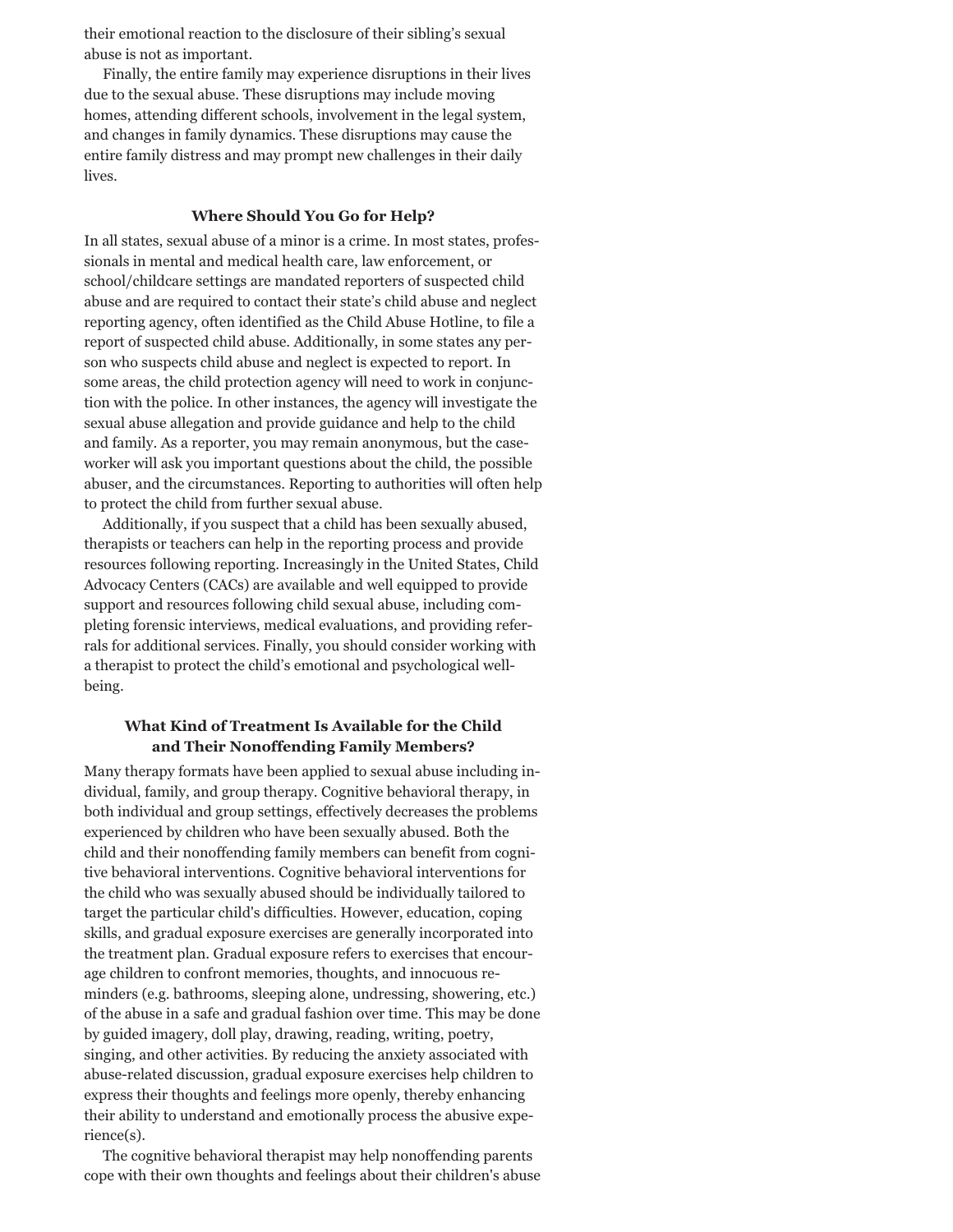their emotional reaction to the disclosure of their sibling's sexual abuse is not as important.

Finally, the entire family may experience disruptions in their lives due to the sexual abuse. These disruptions may include moving homes, attending different schools, involvement in the legal system, and changes in family dynamics. These disruptions may cause the entire family distress and may prompt new challenges in their daily lives.

## Where Should You Go for Help?

In all states, sexual abuse of a minor is a crime. In most states, professionals in mental and medical health care, law enforcement, or school/childcare settings are mandated reporters of suspected child abuse and are required to contact their state's child abuse and neglect reporting agency, often identified as the Child Abuse Hotline, to file a report of suspected child abuse. Additionally, in some states any person who suspects child abuse and neglect is expected to report. In some areas, the child protection agency will need to work in conjunction with the police. In other instances, the agency will investigate the sexual abuse allegation and provide guidance and help to the child and family. As a reporter, you may remain anonymous, but the caseworker will ask you important questions about the child, the possible abuser, and the circumstances. Reporting to authorities will often help to protect the child from further sexual abuse.

Additionally, if you suspect that a child has been sexually abused, therapists or teachers can help in the reporting process and provide resources following reporting. Increasingly in the United States, Child Advocacy Centers (CACs) are available and well equipped to provide support and resources following child sexual abuse, including completing forensic interviews, medical evaluations, and providing referrals for additional services. Finally, you should consider working with a therapist to protect the child's emotional and psychological well-being.

## What Kind of Treatment Is Available for the Child and Their Nonoffending Family Members?

Many therapy formats have been applied to sexual abuse including individual, family, and group therapy. Cognitive behavioral therapy, in both individual and group settings, effectively decreases the problems experienced by children who have been sexually abused. Both the child and their nonoffending family members can benefit from cognitive behavioral interventions. Cognitive behavioral interventions for the child who was sexually abused should be individually tailored to target the particular child's difficulties. However, education, coping skills, and gradual exposure exercises are generally incorporated into the treatment plan. Gradual exposure refers to exercises that encourage children to confront memories, thoughts, and innocuous reminders (e.g. bathrooms, sleeping alone, undressing, showering, etc.) of the abuse in a safe and gradual fashion over time. This may be done by guided imagery, doll play, drawing, reading, writing, poetry, singing, and other activities. By reducing the anxiety associated with abuse-related discussion, gradual exposure exercises help children to express their thoughts and feelings more openly, thereby enhancing their ability to understand and emotionally process the abusive experience(s).

The cognitive behavioral therapist may help nonoffending parents cope with their own thoughts and feelings about their children's abuse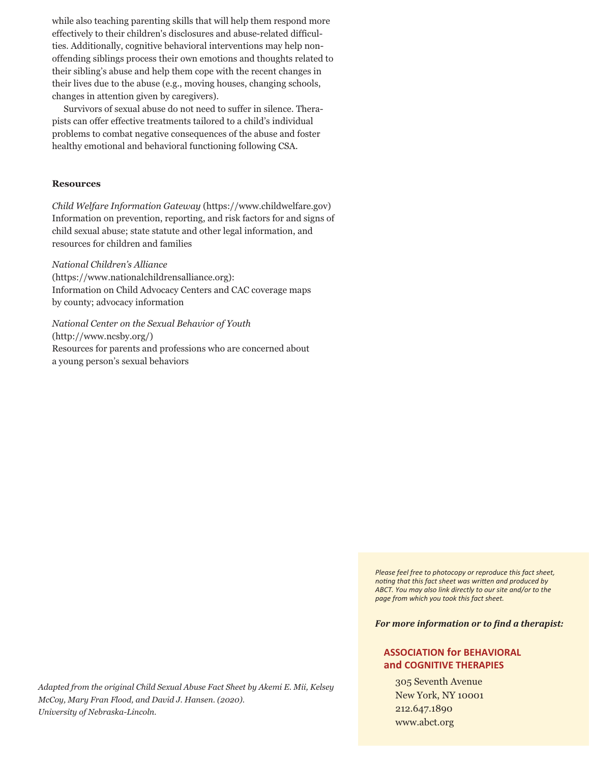while also teaching parenting skills that will help them respond more effectively to their children's disclosures and abuse-related difficulties. Additionally, cognitive behavioral interventions may help non-offending siblings process their own emotions and thoughts related to their sibling's abuse and help them cope with the recent changes in their lives due to the abuse (e.g., moving houses, changing schools, changes in attention given by caregivers).

Survivors of sexual abuse do not need to suffer in silence. Therapists can offer effective treatments tailored to a child's individual problems to combat negative consequences of the abuse and foster healthy emotional and behavioral functioning following CSA.

**Resources**

*Child Welfare Information Gateway* (https://www.childwelfare.gov)
Information on prevention, reporting, and risk factors for and signs of child sexual abuse; state statute and other legal information, and resources for children and families

*National Children's Alliance*
(https://www.nationalchildrensalliance.org):
Information on Child Advocacy Centers and CAC coverage maps by county; advocacy information

*National Center on the Sexual Behavior of Youth*
(http://www.ncsby.org/)
Resources for parents and professions who are concerned about a young person's sexual behaviors

*Adapted from the original Child Sexual Abuse Fact Sheet by Akemi E. Mii, Kelsey McCoy, Mary Fran Flood, and David J. Hansen. (2020). University of Nebraska-Lincoln.*

*Please feel free to photocopy or reproduce this fact sheet, noting that this fact sheet was written and produced by ABCT. You may also link directly to our site and/or to the page from which you took this fact sheet.*

***For more information or to find a therapist:***

**ASSOCIATION for BEHAVIORAL and COGNITIVE THERAPIES**

305 Seventh Avenue
New York, NY 10001
212.647.1890
www.abct.org